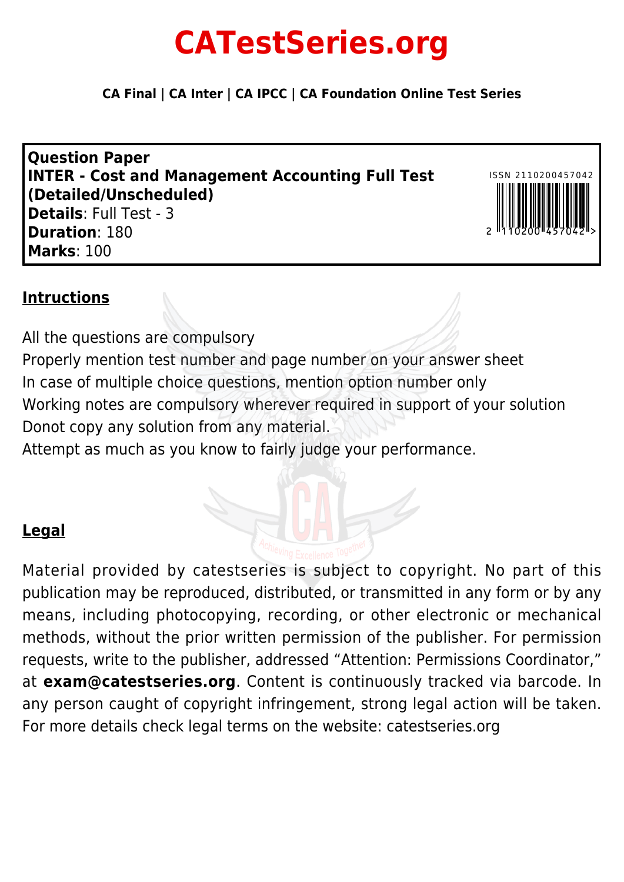# CATestSeries.org

**CA Final | CA Inter | CA IPCC | CA Foundation Online Test Series**

**Question Paper**
**INTER - Cost and Management Accounting Full Test (Detailed/Unscheduled)**
**Details**: Full Test - 3
**Duration**: 180
**Marks**: 100

ISSN 2110200457042

## Intructions

All the questions are compulsory
Properly mention test number and page number on your answer sheet
In case of multiple choice questions, mention option number only
Working notes are compulsory wherever required in support of your solution
Donot copy any solution from any material.
Attempt as much as you know to fairly judge your performance.

## Legal

Material provided by catestseries is subject to copyright. No part of this publication may be reproduced, distributed, or transmitted in any form or by any means, including photocopying, recording, or other electronic or mechanical methods, without the prior written permission of the publisher. For permission requests, write to the publisher, addressed "Attention: Permissions Coordinator," at **exam@catestseries.org**. Content is continuously tracked via barcode. In any person caught of copyright infringement, strong legal action will be taken. For more details check legal terms on the website: catestseries.org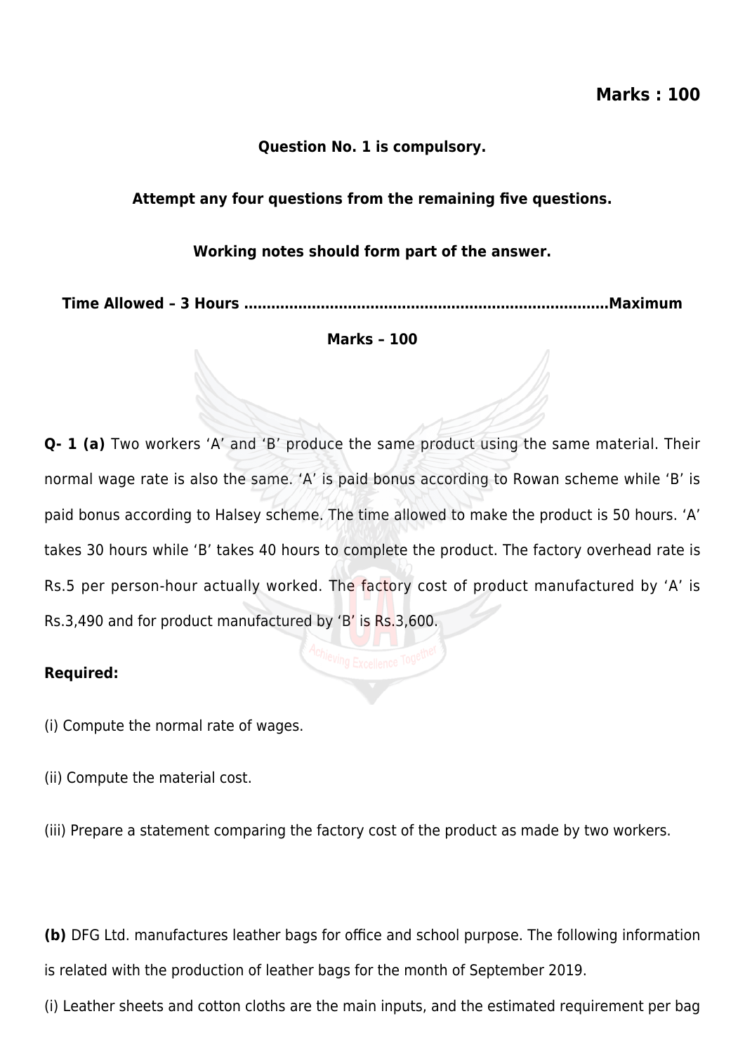**Marks : 100**

**Question No. 1 is compulsory.**

**Attempt any four questions from the remaining five questions.**

**Working notes should form part of the answer.**

**Time Allowed – 3 Hours ................................................................................Maximum Marks – 100**

**Q- 1 (a)** Two workers ‘A’ and ‘B’ produce the same product using the same material. Their normal wage rate is also the same. ‘A’ is paid bonus according to Rowan scheme while ‘B’ is paid bonus according to Halsey scheme. The time allowed to make the product is 50 hours. ‘A’ takes 30 hours while ‘B’ takes 40 hours to complete the product. The factory overhead rate is Rs.5 per person-hour actually worked. The factory cost of product manufactured by ‘A’ is Rs.3,490 and for product manufactured by ‘B’ is Rs.3,600.

**Required:**

(i) Compute the normal rate of wages.

(ii) Compute the material cost.

(iii) Prepare a statement comparing the factory cost of the product as made by two workers.

**(b)** DFG Ltd. manufactures leather bags for office and school purpose. The following information is related with the production of leather bags for the month of September 2019.

(i) Leather sheets and cotton cloths are the main inputs, and the estimated requirement per bag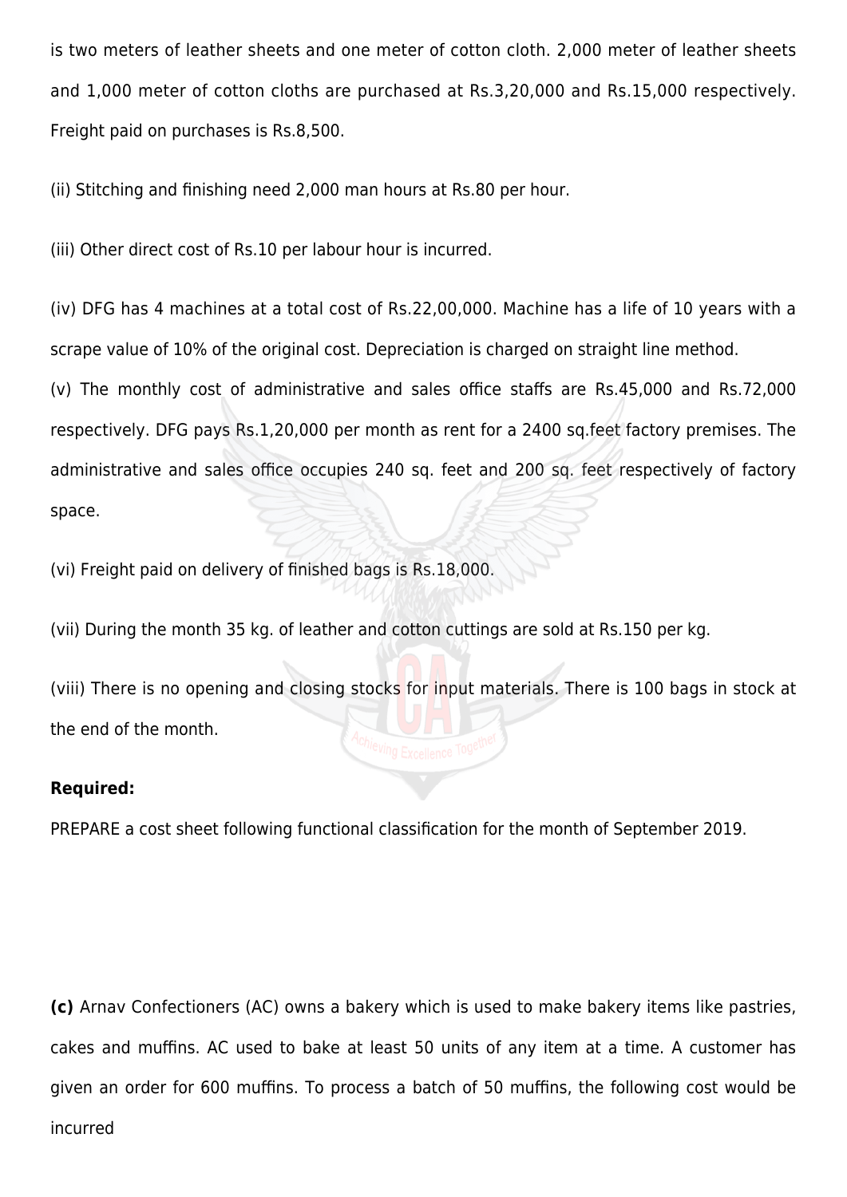is two meters of leather sheets and one meter of cotton cloth. 2,000 meter of leather sheets and 1,000 meter of cotton cloths are purchased at Rs.3,20,000 and Rs.15,000 respectively. Freight paid on purchases is Rs.8,500.

(ii) Stitching and finishing need 2,000 man hours at Rs.80 per hour.

(iii) Other direct cost of Rs.10 per labour hour is incurred.

(iv) DFG has 4 machines at a total cost of Rs.22,00,000. Machine has a life of 10 years with a scrape value of 10% of the original cost. Depreciation is charged on straight line method.

(v) The monthly cost of administrative and sales office staffs are Rs.45,000 and Rs.72,000 respectively. DFG pays Rs.1,20,000 per month as rent for a 2400 sq.feet factory premises. The administrative and sales office occupies 240 sq. feet and 200 sq. feet respectively of factory space.

(vi) Freight paid on delivery of finished bags is Rs.18,000.

(vii) During the month 35 kg. of leather and cotton cuttings are sold at Rs.150 per kg.

(viii) There is no opening and closing stocks for input materials. There is 100 bags in stock at the end of the month.

**Required:**

PREPARE a cost sheet following functional classification for the month of September 2019.

**(c)** Arnav Confectioners (AC) owns a bakery which is used to make bakery items like pastries, cakes and muffins. AC used to bake at least 50 units of any item at a time. A customer has given an order for 600 muffins. To process a batch of 50 muffins, the following cost would be incurred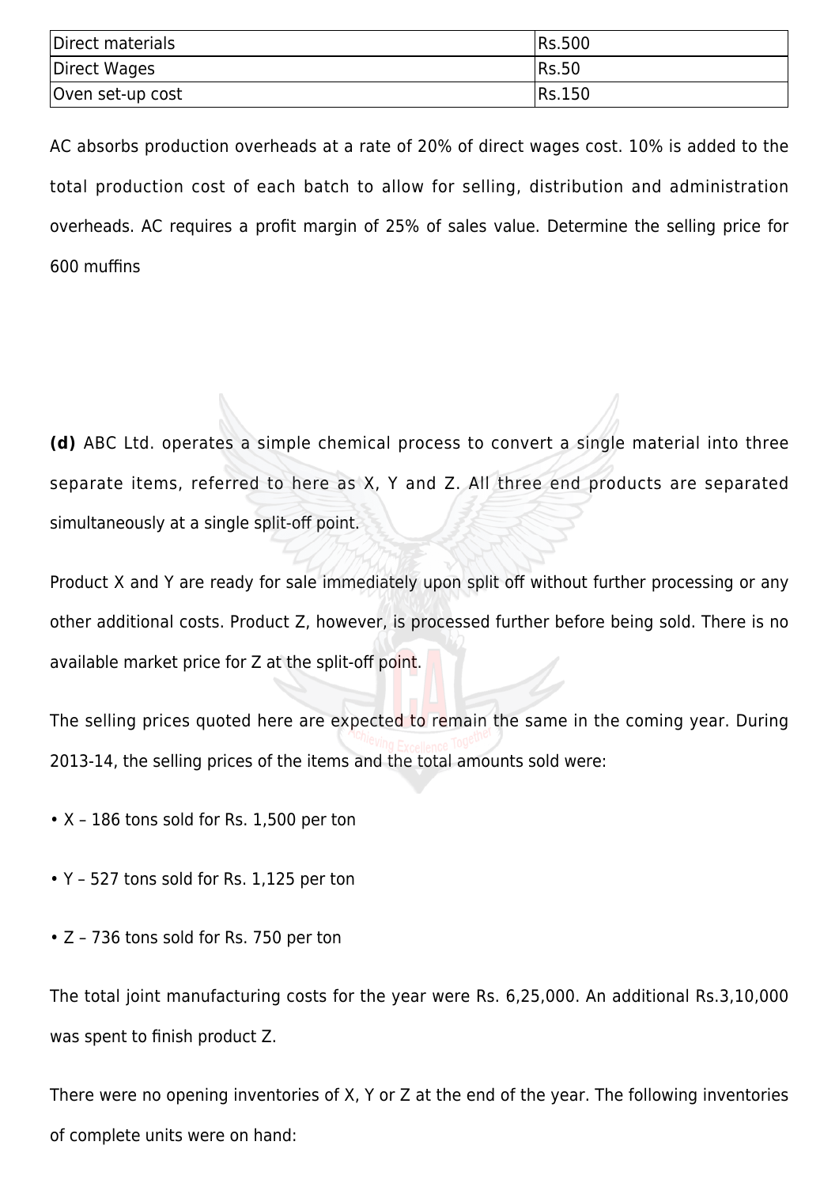| Direct materials | Rs.500 |
|---|---|
| Direct Wages | Rs.50 |
| Oven set-up cost | Rs.150 |

AC absorbs production overheads at a rate of 20% of direct wages cost. 10% is added to the total production cost of each batch to allow for selling, distribution and administration overheads. AC requires a profit margin of 25% of sales value. Determine the selling price for 600 muffins

**(d)** ABC Ltd. operates a simple chemical process to convert a single material into three separate items, referred to here as X, Y and Z. All three end products are separated simultaneously at a single split-off point.

Product X and Y are ready for sale immediately upon split off without further processing or any other additional costs. Product Z, however, is processed further before being sold. There is no available market price for Z at the split-off point.

The selling prices quoted here are expected to remain the same in the coming year. During 2013-14, the selling prices of the items and the total amounts sold were:

- X – 186 tons sold for Rs. 1,500 per ton
- Y – 527 tons sold for Rs. 1,125 per ton
- Z – 736 tons sold for Rs. 750 per ton

The total joint manufacturing costs for the year were Rs. 6,25,000. An additional Rs.3,10,000 was spent to finish product Z.

There were no opening inventories of X, Y or Z at the end of the year. The following inventories of complete units were on hand: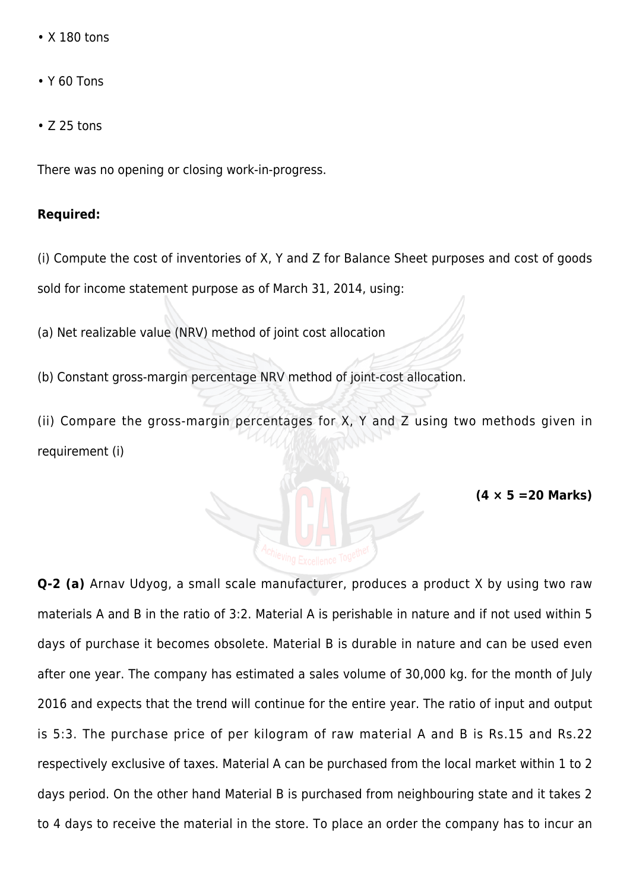• X 180 tons

• Y 60 Tons

• Z 25 tons

There was no opening or closing work-in-progress.

**Required:**

(i) Compute the cost of inventories of X, Y and Z for Balance Sheet purposes and cost of goods sold for income statement purpose as of March 31, 2014, using:

(a) Net realizable value (NRV) method of joint cost allocation

(b) Constant gross-margin percentage NRV method of joint-cost allocation.

(ii) Compare the gross-margin percentages for X, Y and Z using two methods given in requirement (i)

**(4 × 5 =20 Marks)**

**Q-2 (a)** Arnav Udyog, a small scale manufacturer, produces a product X by using two raw materials A and B in the ratio of 3:2. Material A is perishable in nature and if not used within 5 days of purchase it becomes obsolete. Material B is durable in nature and can be used even after one year. The company has estimated a sales volume of 30,000 kg. for the month of July 2016 and expects that the trend will continue for the entire year. The ratio of input and output is 5:3. The purchase price of per kilogram of raw material A and B is Rs.15 and Rs.22 respectively exclusive of taxes. Material A can be purchased from the local market within 1 to 2 days period. On the other hand Material B is purchased from neighbouring state and it takes 2 to 4 days to receive the material in the store. To place an order the company has to incur an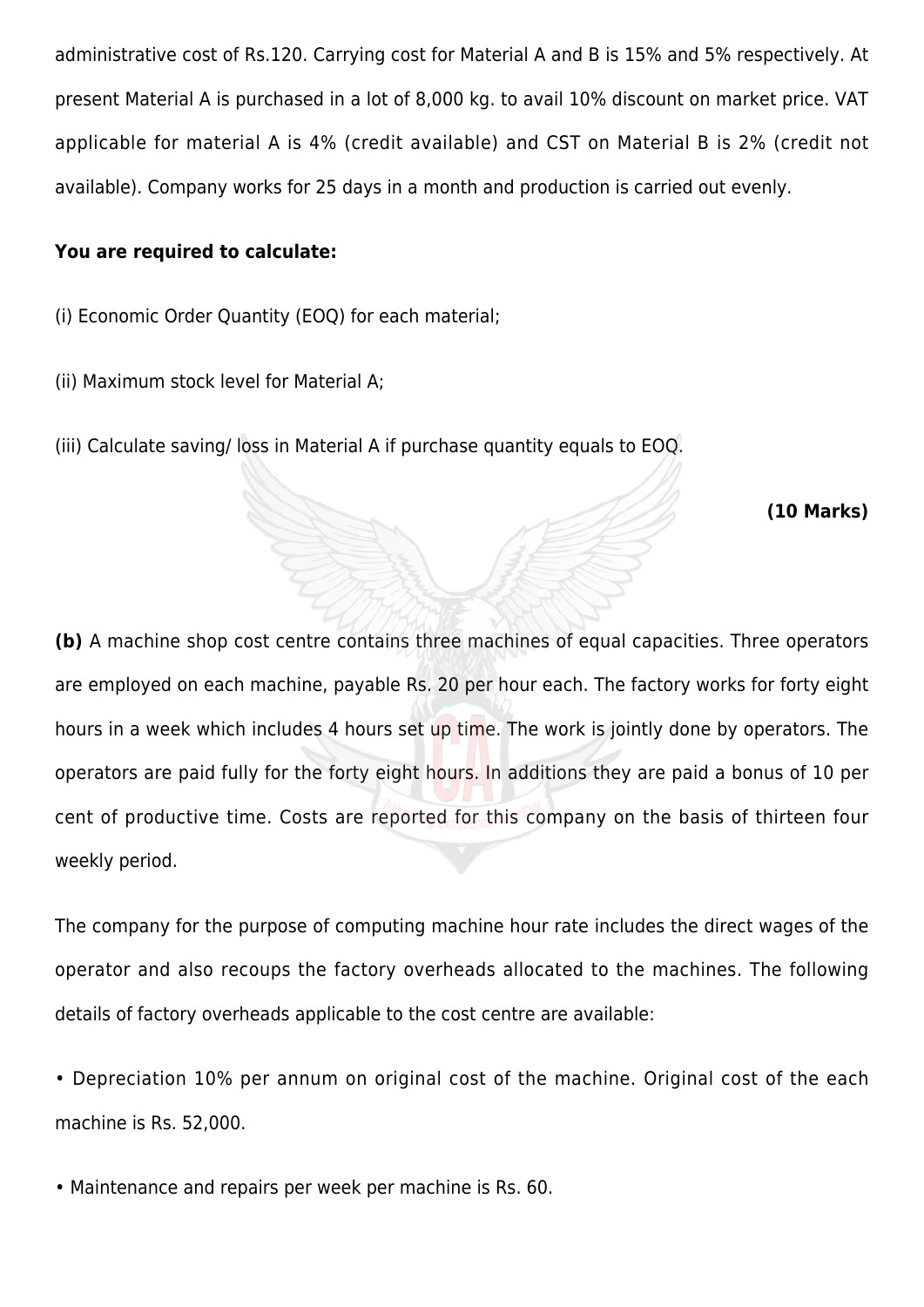administrative cost of Rs.120. Carrying cost for Material A and B is 15% and 5% respectively. At present Material A is purchased in a lot of 8,000 kg. to avail 10% discount on market price. VAT applicable for material A is 4% (credit available) and CST on Material B is 2% (credit not available). Company works for 25 days in a month and production is carried out evenly.

**You are required to calculate:**

(i) Economic Order Quantity (EOQ) for each material;

(ii) Maximum stock level for Material A;

(iii) Calculate saving/ loss in Material A if purchase quantity equals to EOQ.

**(10 Marks)**

**(b)** A machine shop cost centre contains three machines of equal capacities. Three operators are employed on each machine, payable Rs. 20 per hour each. The factory works for forty eight hours in a week which includes 4 hours set up time. The work is jointly done by operators. The operators are paid fully for the forty eight hours. In additions they are paid a bonus of 10 per cent of productive time. Costs are reported for this company on the basis of thirteen four weekly period.

The company for the purpose of computing machine hour rate includes the direct wages of the operator and also recoups the factory overheads allocated to the machines. The following details of factory overheads applicable to the cost centre are available:

- Depreciation 10% per annum on original cost of the machine. Original cost of the each machine is Rs. 52,000.
- Maintenance and repairs per week per machine is Rs. 60.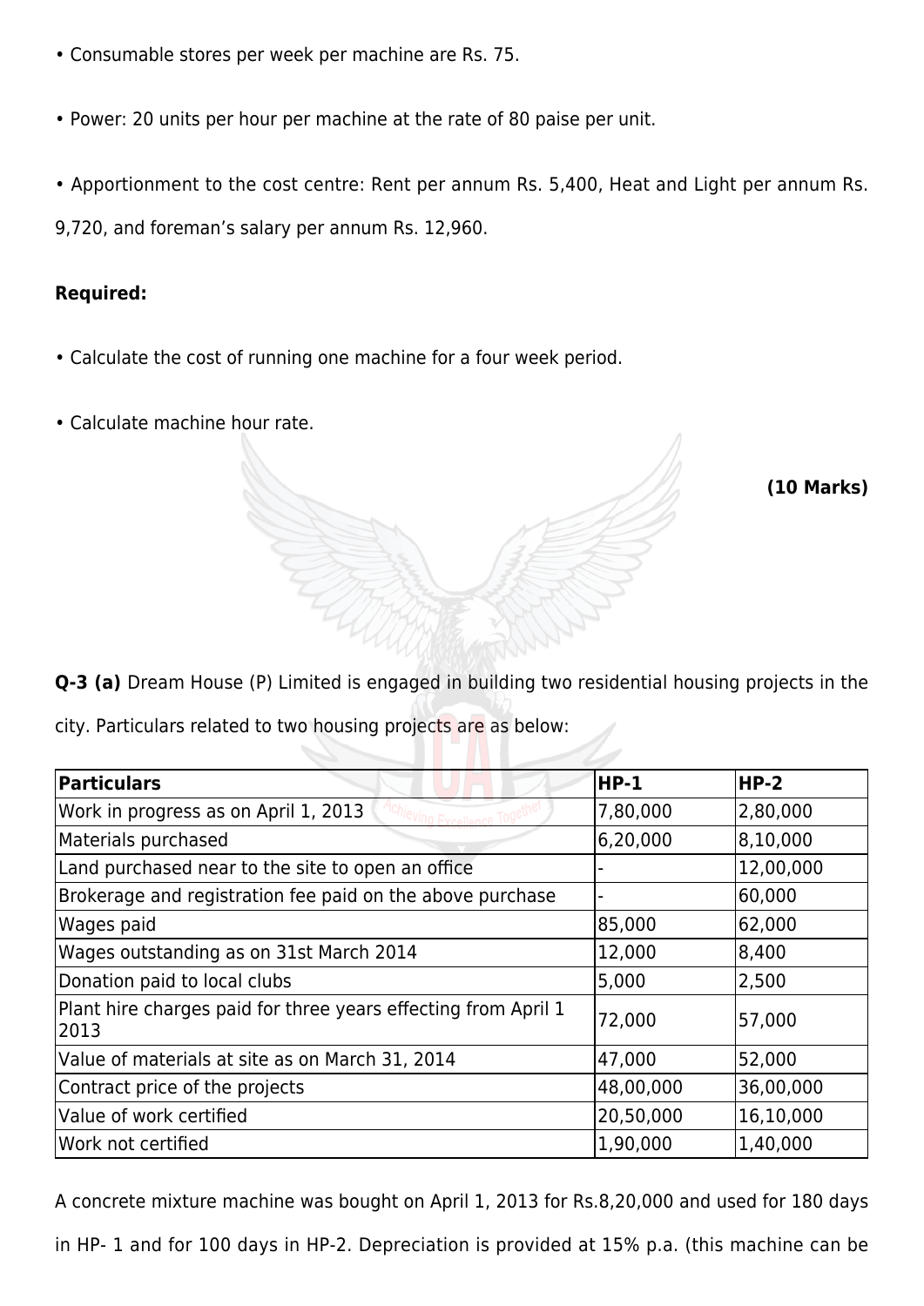- Consumable stores per week per machine are Rs. 75.
- Power: 20 units per hour per machine at the rate of 80 paise per unit.
- Apportionment to the cost centre: Rent per annum Rs. 5,400, Heat and Light per annum Rs. 9,720, and foreman's salary per annum Rs. 12,960.

**Required:**

- Calculate the cost of running one machine for a four week period.
- Calculate machine hour rate.

**(10 Marks)**

**Q-3 (a)** Dream House (P) Limited is engaged in building two residential housing projects in the city. Particulars related to two housing projects are as below:

| **Particulars** | **HP-1** | **HP-2** |
|---|---|---|
| Work in progress as on April 1, 2013 | 7,80,000 | 2,80,000 |
| Materials purchased | 6,20,000 | 8,10,000 |
| Land purchased near to the site to open an office | - | 12,00,000 |
| Brokerage and registration fee paid on the above purchase | - | 60,000 |
| Wages paid | 85,000 | 62,000 |
| Wages outstanding as on 31st March 2014 | 12,000 | 8,400 |
| Donation paid to local clubs | 5,000 | 2,500 |
| Plant hire charges paid for three years effecting from April 1 2013 | 72,000 | 57,000 |
| Value of materials at site as on March 31, 2014 | 47,000 | 52,000 |
| Contract price of the projects | 48,00,000 | 36,00,000 |
| Value of work certified | 20,50,000 | 16,10,000 |
| Work not certified | 1,90,000 | 1,40,000 |

A concrete mixture machine was bought on April 1, 2013 for Rs.8,20,000 and used for 180 days in HP- 1 and for 100 days in HP-2. Depreciation is provided at 15% p.a. (this machine can be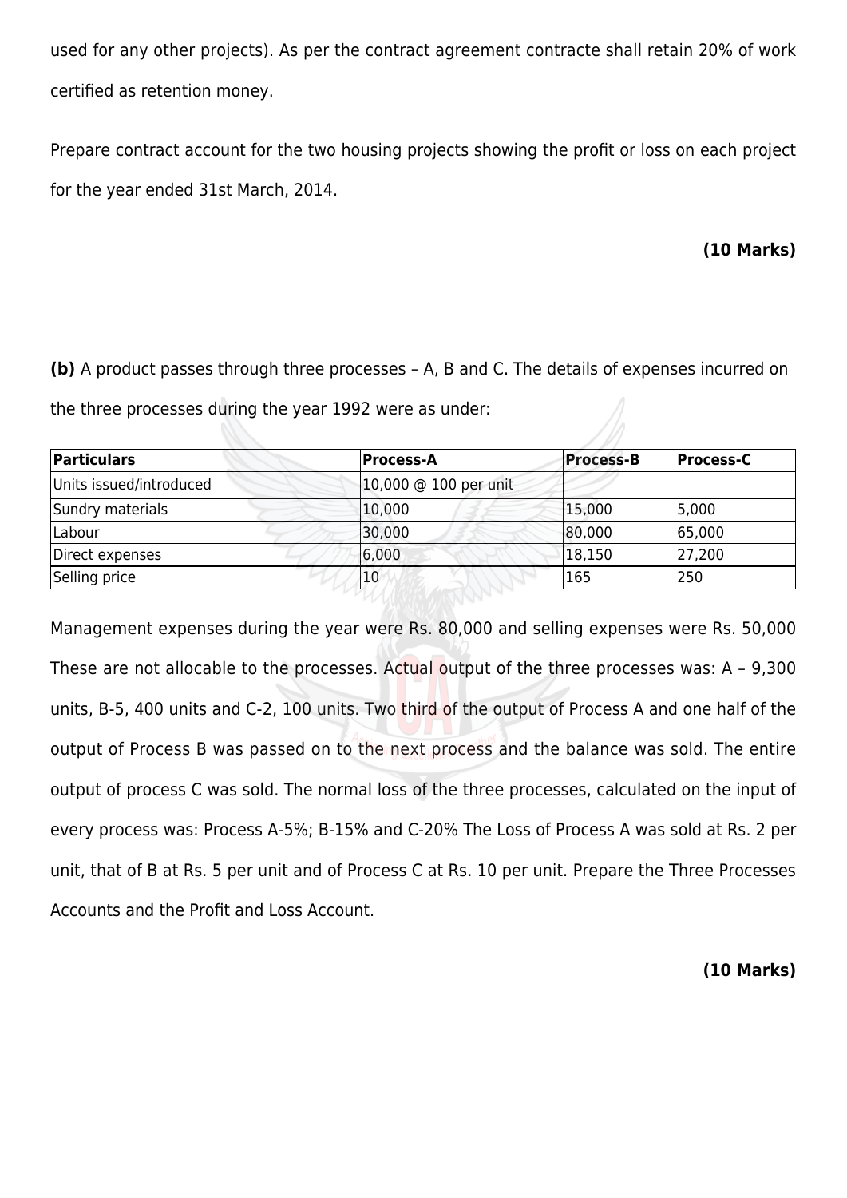used for any other projects). As per the contract agreement contracte shall retain 20% of work certified as retention money.

Prepare contract account for the two housing projects showing the profit or loss on each project for the year ended 31st March, 2014.

**(10 Marks)**

**(b)** A product passes through three processes – A, B and C. The details of expenses incurred on the three processes during the year 1992 were as under:

| Particulars | Process-A | Process-B | Process-C |
|---|---|---|---|
| Units issued/introduced | 10,000 @ 100 per unit | | |
| Sundry materials | 10,000 | 15,000 | 5,000 |
| Labour | 30,000 | 80,000 | 65,000 |
| Direct expenses | 6,000 | 18,150 | 27,200 |
| Selling price | 10 | 165 | 250 |

Management expenses during the year were Rs. 80,000 and selling expenses were Rs. 50,000 These are not allocable to the processes. Actual output of the three processes was: A – 9,300 units, B-5, 400 units and C-2, 100 units. Two third of the output of Process A and one half of the output of Process B was passed on to the next process and the balance was sold. The entire output of process C was sold. The normal loss of the three processes, calculated on the input of every process was: Process A-5%; B-15% and C-20% The Loss of Process A was sold at Rs. 2 per unit, that of B at Rs. 5 per unit and of Process C at Rs. 10 per unit. Prepare the Three Processes Accounts and the Profit and Loss Account.

**(10 Marks)**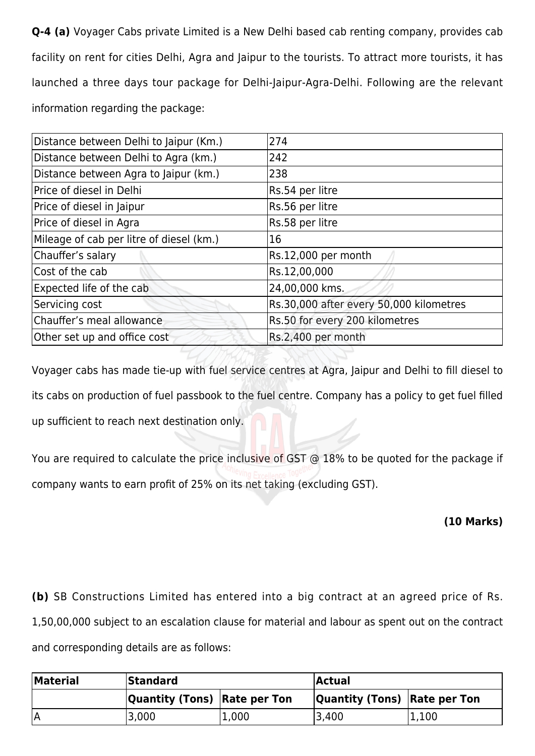**Q-4 (a)** Voyager Cabs private Limited is a New Delhi based cab renting company, provides cab facility on rent for cities Delhi, Agra and Jaipur to the tourists. To attract more tourists, it has launched a three days tour package for Delhi-Jaipur-Agra-Delhi. Following are the relevant information regarding the package:

| | |
|---|---|
| Distance between Delhi to Jaipur (Km.) | 274 |
| Distance between Delhi to Agra (km.) | 242 |
| Distance between Agra to Jaipur (km.) | 238 |
| Price of diesel in Delhi | Rs.54 per litre |
| Price of diesel in Jaipur | Rs.56 per litre |
| Price of diesel in Agra | Rs.58 per litre |
| Mileage of cab per litre of diesel (km.) | 16 |
| Chauffer's salary | Rs.12,000 per month |
| Cost of the cab | Rs.12,00,000 |
| Expected life of the cab | 24,00,000 kms. |
| Servicing cost | Rs.30,000 after every 50,000 kilometres |
| Chauffer's meal allowance | Rs.50 for every 200 kilometres |
| Other set up and office cost | Rs.2,400 per month |

Voyager cabs has made tie-up with fuel service centres at Agra, Jaipur and Delhi to fill diesel to its cabs on production of fuel passbook to the fuel centre. Company has a policy to get fuel filled up sufficient to reach next destination only.

You are required to calculate the price inclusive of GST @ 18% to be quoted for the package if company wants to earn profit of 25% on its net taking (excluding GST).

**(10 Marks)**

**(b)** SB Constructions Limited has entered into a big contract at an agreed price of Rs. 1,50,00,000 subject to an escalation clause for material and labour as spent out on the contract and corresponding details are as follows:

| Material | Standard | | Actual | |
|---|---|---|---|---|
| | Quantity (Tons) | Rate per Ton | Quantity (Tons) | Rate per Ton |
| A | 3,000 | 1,000 | 3,400 | 1,100 |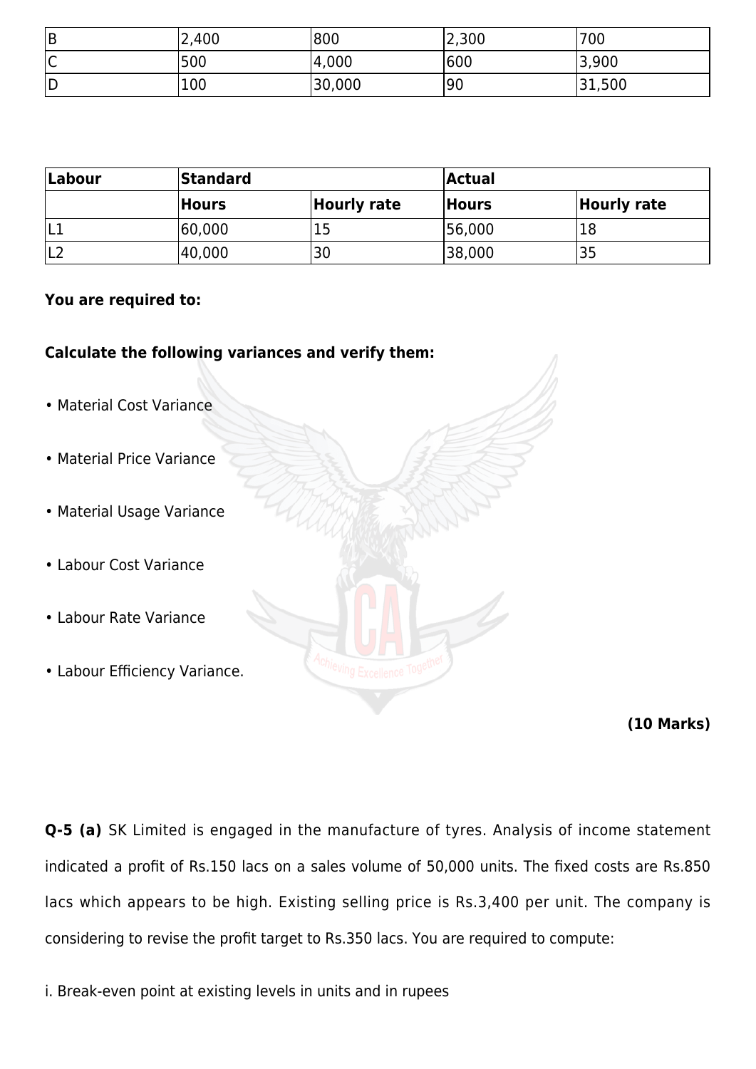| | | | | |
|---|---|---|---|---|
| B | 2,400 | 800 | 2,300 | 700 |
| C | 500 | 4,000 | 600 | 3,900 |
| D | 100 | 30,000 | 90 | 31,500 |

| Labour | Standard | | Actual | |
|---|---|---|---|---|
| | Hours | Hourly rate | Hours | Hourly rate |
| L1 | 60,000 | 15 | 56,000 | 18 |
| L2 | 40,000 | 30 | 38,000 | 35 |

**You are required to:**

**Calculate the following variances and verify them:**

- Material Cost Variance
- Material Price Variance
- Material Usage Variance
- Labour Cost Variance
- Labour Rate Variance
- Labour Efficiency Variance.

**(10 Marks)**

**Q-5 (a)** SK Limited is engaged in the manufacture of tyres. Analysis of income statement indicated a profit of Rs.150 lacs on a sales volume of 50,000 units. The fixed costs are Rs.850 lacs which appears to be high. Existing selling price is Rs.3,400 per unit. The company is considering to revise the profit target to Rs.350 lacs. You are required to compute:

i. Break-even point at existing levels in units and in rupees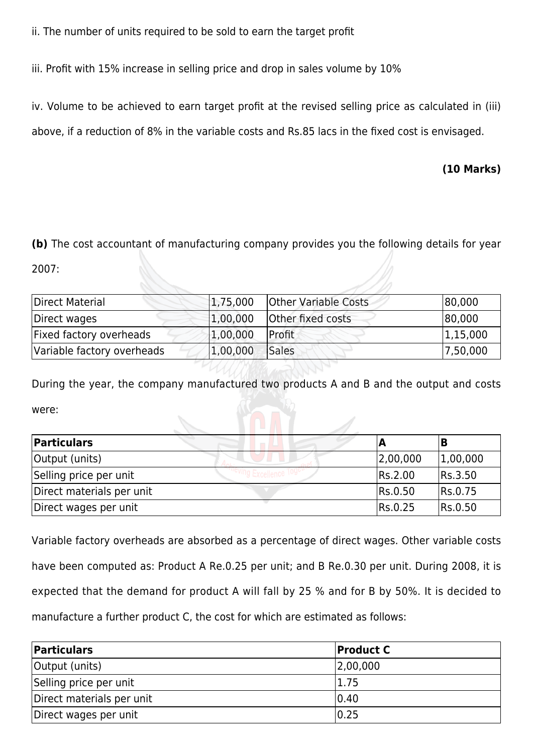ii. The number of units required to be sold to earn the target profit

iii. Profit with 15% increase in selling price and drop in sales volume by 10%

iv. Volume to be achieved to earn target profit at the revised selling price as calculated in (iii) above, if a reduction of 8% in the variable costs and Rs.85 lacs in the fixed cost is envisaged.

**(10 Marks)**

**(b)** The cost accountant of manufacturing company provides you the following details for year 2007:

| | | | |
|---|---|---|---|
| Direct Material | 1,75,000 | Other Variable Costs | 80,000 |
| Direct wages | 1,00,000 | Other fixed costs | 80,000 |
| Fixed factory overheads | 1,00,000 | Profit | 1,15,000 |
| Variable factory overheads | 1,00,000 | Sales | 7,50,000 |

During the year, the company manufactured two products A and B and the output and costs were:

| Particulars | A | B |
|---|---|---|
| Output (units) | 2,00,000 | 1,00,000 |
| Selling price per unit | Rs.2.00 | Rs.3.50 |
| Direct materials per unit | Rs.0.50 | Rs.0.75 |
| Direct wages per unit | Rs.0.25 | Rs.0.50 |

Variable factory overheads are absorbed as a percentage of direct wages. Other variable costs have been computed as: Product A Re.0.25 per unit; and B Re.0.30 per unit. During 2008, it is expected that the demand for product A will fall by 25 % and for B by 50%. It is decided to manufacture a further product C, the cost for which are estimated as follows:

| Particulars | Product C |
|---|---|
| Output (units) | 2,00,000 |
| Selling price per unit | 1.75 |
| Direct materials per unit | 0.40 |
| Direct wages per unit | 0.25 |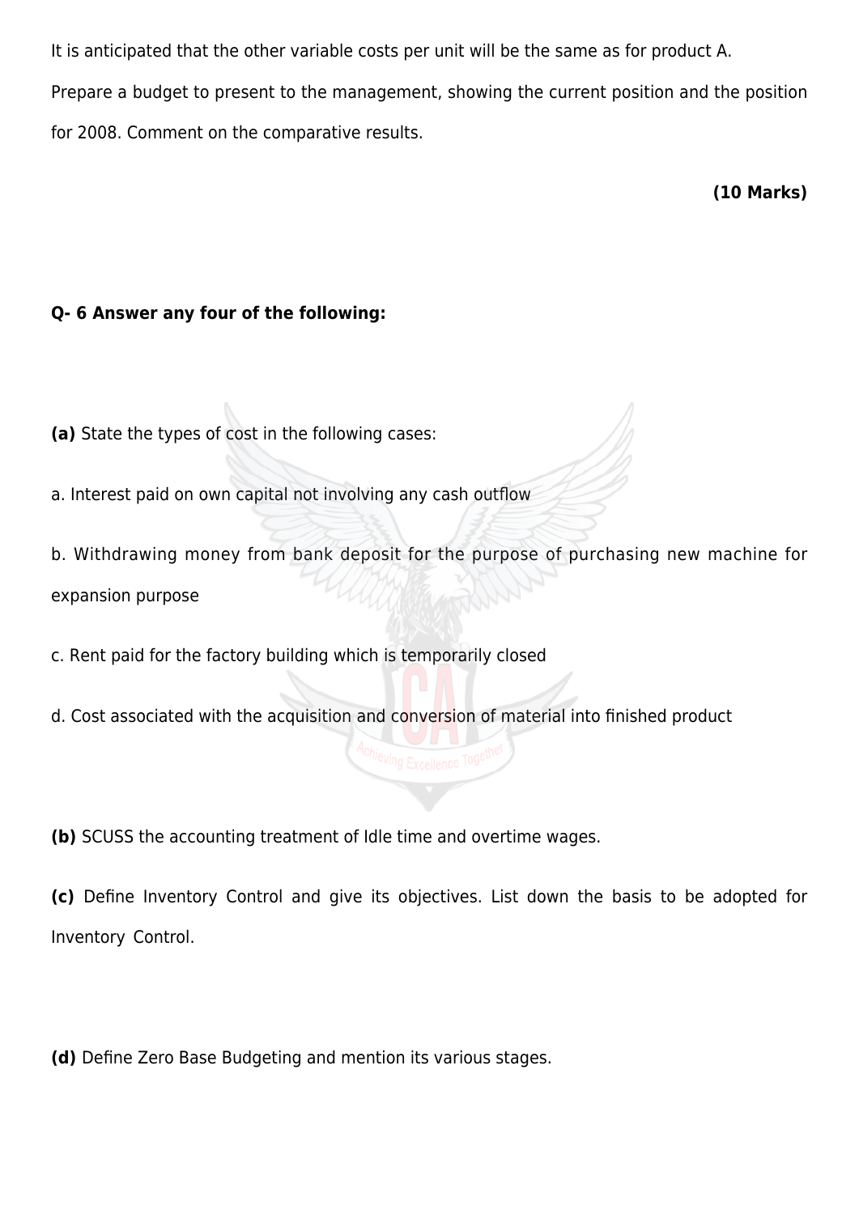It is anticipated that the other variable costs per unit will be the same as for product A.

Prepare a budget to present to the management, showing the current position and the position for 2008. Comment on the comparative results.

**(10 Marks)**

**Q- 6 Answer any four of the following:**

**(a)** State the types of cost in the following cases:

a. Interest paid on own capital not involving any cash outflow

b. Withdrawing money from bank deposit for the purpose of purchasing new machine for expansion purpose

c. Rent paid for the factory building which is temporarily closed

d. Cost associated with the acquisition and conversion of material into finished product

**(b)** SCUSS the accounting treatment of Idle time and overtime wages.

**(c)** Define Inventory Control and give its objectives. List down the basis to be adopted for Inventory Control.

**(d)** Define Zero Base Budgeting and mention its various stages.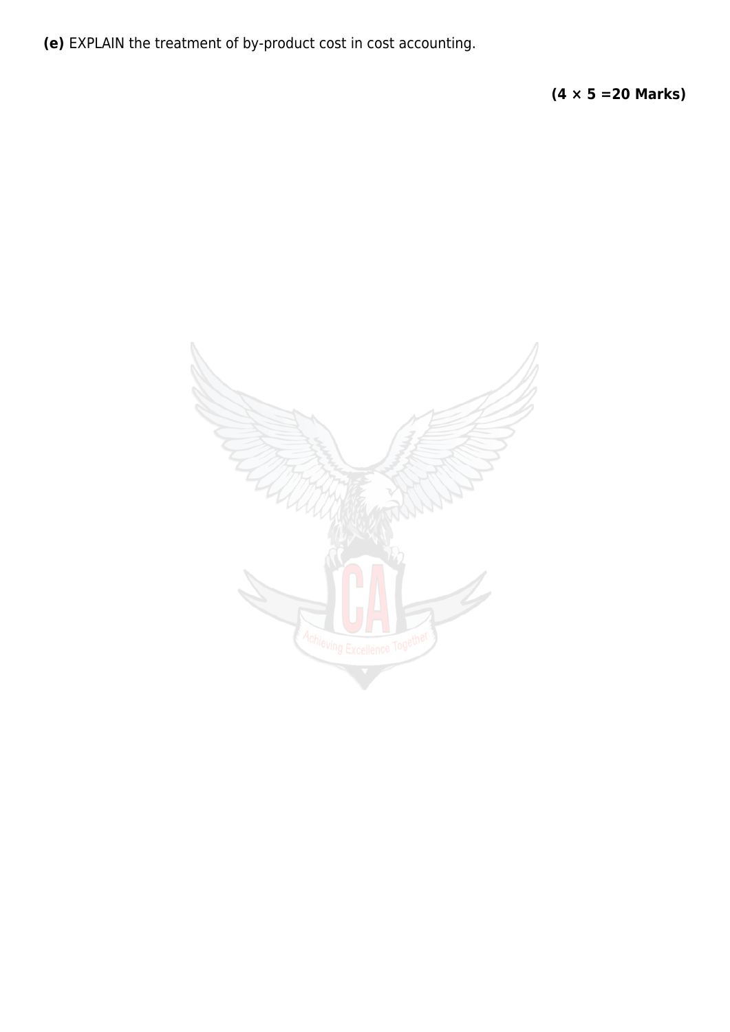**(e)** EXPLAIN the treatment of by-product cost in cost accounting.

**(4 × 5 =20 Marks)**